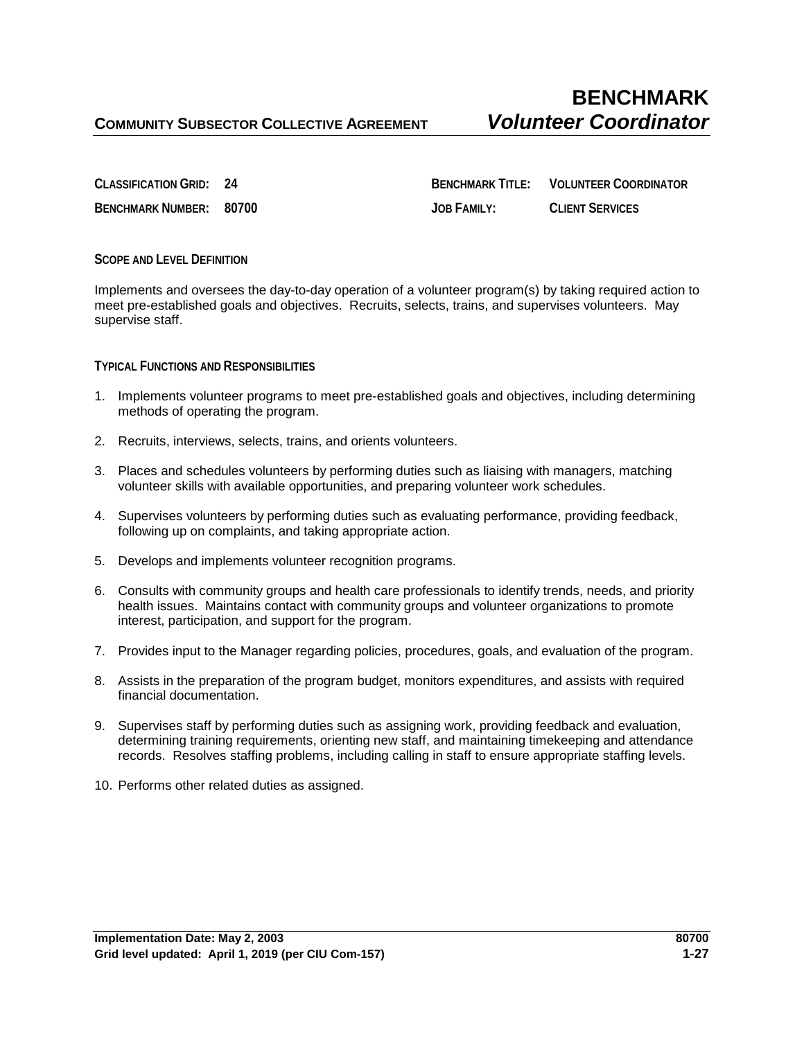# BENCHMARK

**COMMUNITY SUBSECTOR COLLECTIVE AGREEMENT** ***Volunteer Coordinator***

| | | | |
|---|---|---|---|
| **CLASSIFICATION GRID:** | **24** | **BENCHMARK TITLE:** | **VOLUNTEER COORDINATOR** |
| **BENCHMARK NUMBER:** | **80700** | **JOB FAMILY:** | **CLIENT SERVICES** |

## SCOPE AND LEVEL DEFINITION

Implements and oversees the day-to-day operation of a volunteer program(s) by taking required action to meet pre-established goals and objectives. Recruits, selects, trains, and supervises volunteers. May supervise staff.

## TYPICAL FUNCTIONS AND RESPONSIBILITIES

1. Implements volunteer programs to meet pre-established goals and objectives, including determining methods of operating the program.
2. Recruits, interviews, selects, trains, and orients volunteers.
3. Places and schedules volunteers by performing duties such as liaising with managers, matching volunteer skills with available opportunities, and preparing volunteer work schedules.
4. Supervises volunteers by performing duties such as evaluating performance, providing feedback, following up on complaints, and taking appropriate action.
5. Develops and implements volunteer recognition programs.
6. Consults with community groups and health care professionals to identify trends, needs, and priority health issues. Maintains contact with community groups and volunteer organizations to promote interest, participation, and support for the program.
7. Provides input to the Manager regarding policies, procedures, goals, and evaluation of the program.
8. Assists in the preparation of the program budget, monitors expenditures, and assists with required financial documentation.
9. Supervises staff by performing duties such as assigning work, providing feedback and evaluation, determining training requirements, orienting new staff, and maintaining timekeeping and attendance records. Resolves staffing problems, including calling in staff to ensure appropriate staffing levels.
10. Performs other related duties as assigned.

**Implementation Date: May 2, 2003**
**Grid level updated: April 1, 2019 (per CIU Com-157)**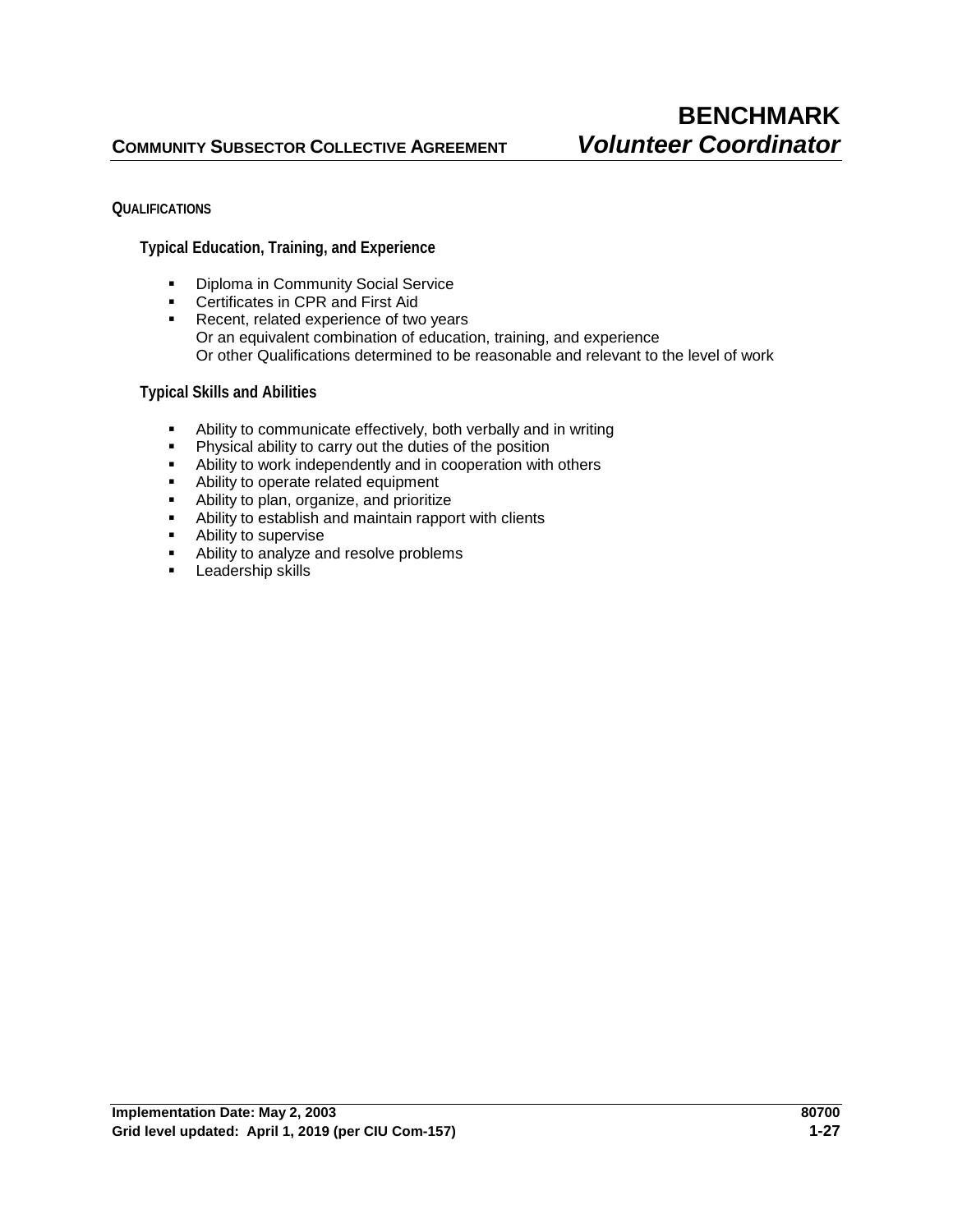## QUALIFICATIONS

### Typical Education, Training, and Experience

- Diploma in Community Social Service
- Certificates in CPR and First Aid
- Recent, related experience of two years
  Or an equivalent combination of education, training, and experience
  Or other Qualifications determined to be reasonable and relevant to the level of work

### Typical Skills and Abilities

- Ability to communicate effectively, both verbally and in writing
- Physical ability to carry out the duties of the position
- Ability to work independently and in cooperation with others
- Ability to operate related equipment
- Ability to plan, organize, and prioritize
- Ability to establish and maintain rapport with clients
- Ability to supervise
- Ability to analyze and resolve problems
- Leadership skills